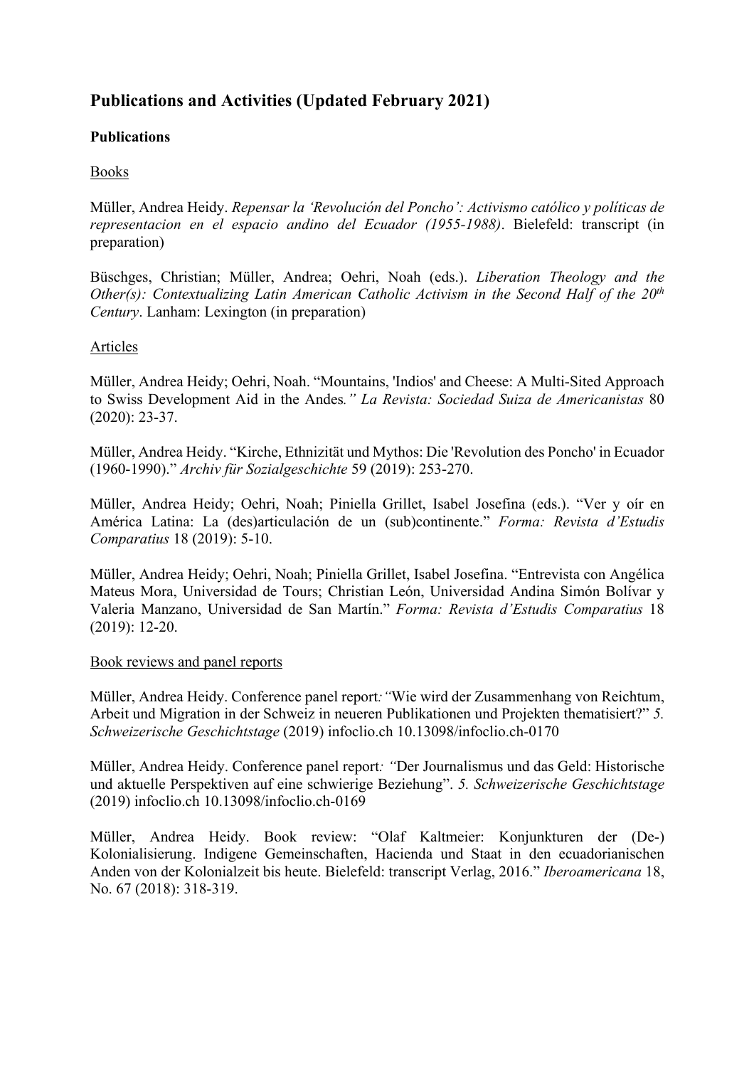# Publications and Activities (Updated February 2021)

## Publications

### Books

Müller, Andrea Heidy. *Repensar la 'Revolución del Poncho': Activismo católico y políticas de representacion en el espacio andino del Ecuador (1955-1988)*. Bielefeld: transcript (in preparation)

Büschges, Christian; Müller, Andrea; Oehri, Noah (eds.). *Liberation Theology and the Other(s): Contextualizing Latin American Catholic Activism in the Second Half of the 20th Century*. Lanham: Lexington (in preparation)

### Articles

Müller, Andrea Heidy; Oehri, Noah. "Mountains, 'Indios' and Cheese: A Multi-Sited Approach to Swiss Development Aid in the Andes*." La Revista: Sociedad Suiza de Americanistas* 80 (2020): 23-37.

Müller, Andrea Heidy. "Kirche, Ethnizität und Mythos: Die 'Revolution des Poncho' in Ecuador (1960-1990)." *Archiv für Sozialgeschichte* 59 (2019): 253-270.

Müller, Andrea Heidy; Oehri, Noah; Piniella Grillet, Isabel Josefina (eds.). "Ver y oír en América Latina: La (des)articulación de un (sub)continente." *Forma: Revista d'Estudis Comparatius* 18 (2019): 5-10.

Müller, Andrea Heidy; Oehri, Noah; Piniella Grillet, Isabel Josefina. "Entrevista con Angélica Mateus Mora, Universidad de Tours; Christian León, Universidad Andina Simón Bolívar y Valeria Manzano, Universidad de San Martín." *Forma: Revista d'Estudis Comparatius* 18 (2019): 12-20.

### Book reviews and panel reports

Müller, Andrea Heidy. Conference panel report*:* "Wie wird der Zusammenhang von Reichtum, Arbeit und Migration in der Schweiz in neueren Publikationen und Projekten thematisiert?" *5. Schweizerische Geschichtstage* (2019) infoclio.ch 10.13098/infoclio.ch-0170

Müller, Andrea Heidy. Conference panel report*:* "Der Journalismus und das Geld: Historische und aktuelle Perspektiven auf eine schwierige Beziehung". *5. Schweizerische Geschichtstage* (2019) infoclio.ch 10.13098/infoclio.ch-0169

Müller, Andrea Heidy. Book review: "Olaf Kaltmeier: Konjunkturen der (De-) Kolonialisierung. Indigene Gemeinschaften, Hacienda und Staat in den ecuadorianischen Anden von der Kolonialzeit bis heute. Bielefeld: transcript Verlag, 2016." *Iberoamericana* 18, No. 67 (2018): 318-319.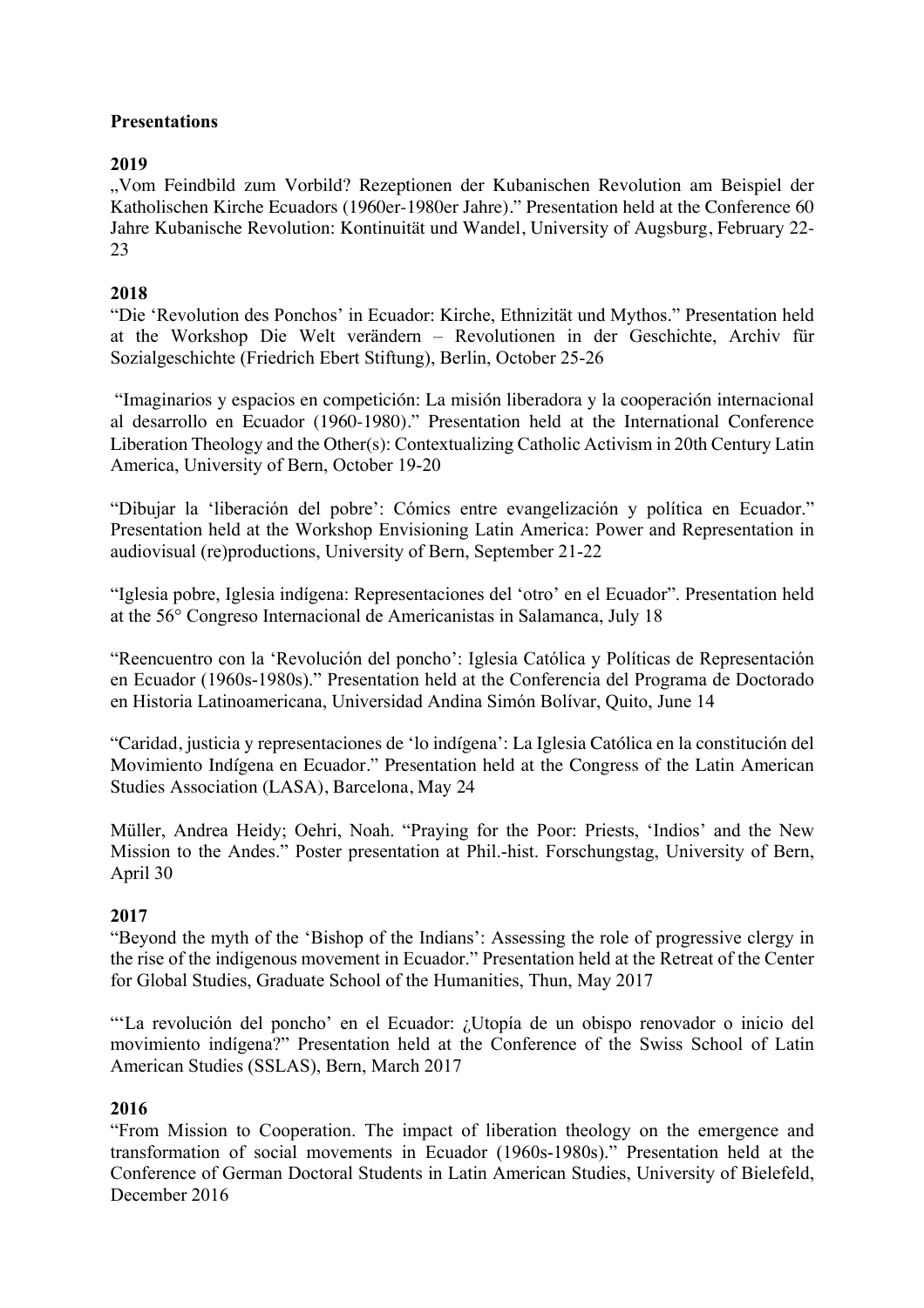**Presentations**

**2019**

„Vom Feindbild zum Vorbild? Rezeptionen der Kubanischen Revolution am Beispiel der Katholischen Kirche Ecuadors (1960er-1980er Jahre)." Presentation held at the Conference 60 Jahre Kubanische Revolution: Kontinuität und Wandel, University of Augsburg, February 22-23

**2018**

"Die 'Revolution des Ponchos' in Ecuador: Kirche, Ethnizität und Mythos." Presentation held at the Workshop Die Welt verändern – Revolutionen in der Geschichte, Archiv für Sozialgeschichte (Friedrich Ebert Stiftung), Berlin, October 25-26

"Imaginarios y espacios en competición: La misión liberadora y la cooperación internacional al desarrollo en Ecuador (1960-1980)." Presentation held at the International Conference Liberation Theology and the Other(s): Contextualizing Catholic Activism in 20th Century Latin America, University of Bern, October 19-20

"Dibujar la 'liberación del pobre': Cómics entre evangelización y política en Ecuador." Presentation held at the Workshop Envisioning Latin America: Power and Representation in audiovisual (re)productions, University of Bern, September 21-22

"Iglesia pobre, Iglesia indígena: Representaciones del 'otro' en el Ecuador". Presentation held at the 56° Congreso Internacional de Americanistas in Salamanca, July 18

"Reencuentro con la 'Revolución del poncho': Iglesia Católica y Políticas de Representación en Ecuador (1960s-1980s)." Presentation held at the Conferencia del Programa de Doctorado en Historia Latinoamericana, Universidad Andina Simón Bolívar, Quito, June 14

"Caridad, justicia y representaciones de 'lo indígena': La Iglesia Católica en la constitución del Movimiento Indígena en Ecuador." Presentation held at the Congress of the Latin American Studies Association (LASA), Barcelona, May 24

Müller, Andrea Heidy; Oehri, Noah. "Praying for the Poor: Priests, 'Indios' and the New Mission to the Andes." Poster presentation at Phil.-hist. Forschungstag, University of Bern, April 30

**2017**

"Beyond the myth of the 'Bishop of the Indians': Assessing the role of progressive clergy in the rise of the indigenous movement in Ecuador." Presentation held at the Retreat of the Center for Global Studies, Graduate School of the Humanities, Thun, May 2017

"'La revolución del poncho' en el Ecuador: ¿Utopía de un obispo renovador o inicio del movimiento indígena?" Presentation held at the Conference of the Swiss School of Latin American Studies (SSLAS), Bern, March 2017

**2016**

"From Mission to Cooperation. The impact of liberation theology on the emergence and transformation of social movements in Ecuador (1960s-1980s)." Presentation held at the Conference of German Doctoral Students in Latin American Studies, University of Bielefeld, December 2016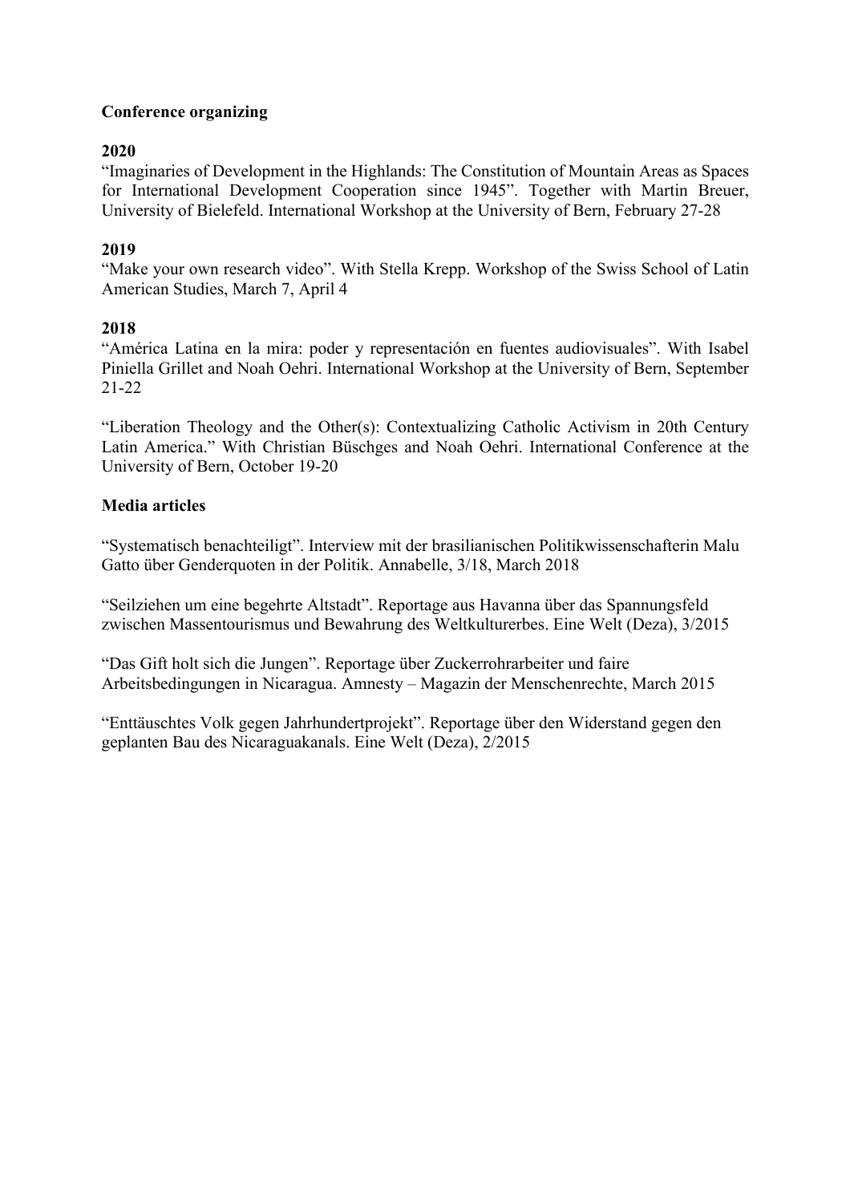**Conference organizing**

**2020**

"Imaginaries of Development in the Highlands: The Constitution of Mountain Areas as Spaces for International Development Cooperation since 1945". Together with Martin Breuer, University of Bielefeld. International Workshop at the University of Bern, February 27-28

**2019**

"Make your own research video". With Stella Krepp. Workshop of the Swiss School of Latin American Studies, March 7, April 4

**2018**

"América Latina en la mira: poder y representación en fuentes audiovisuales". With Isabel Piniella Grillet and Noah Oehri. International Workshop at the University of Bern, September 21-22

"Liberation Theology and the Other(s): Contextualizing Catholic Activism in 20th Century Latin America." With Christian Büschges and Noah Oehri. International Conference at the University of Bern, October 19-20

**Media articles**

"Systematisch benachteiligt". Interview mit der brasilianischen Politikwissenschafterin Malu Gatto über Genderquoten in der Politik. Annabelle, 3/18, March 2018

"Seilziehen um eine begehrte Altstadt". Reportage aus Havanna über das Spannungsfeld zwischen Massentourismus und Bewahrung des Weltkulturerbes. Eine Welt (Deza), 3/2015

"Das Gift holt sich die Jungen". Reportage über Zuckerrohrarbeiter und faire Arbeitsbedingungen in Nicaragua. Amnesty – Magazin der Menschenrechte, March 2015

"Enttäuschtes Volk gegen Jahrhundertprojekt". Reportage über den Widerstand gegen den geplanten Bau des Nicaraguakanals. Eine Welt (Deza), 2/2015